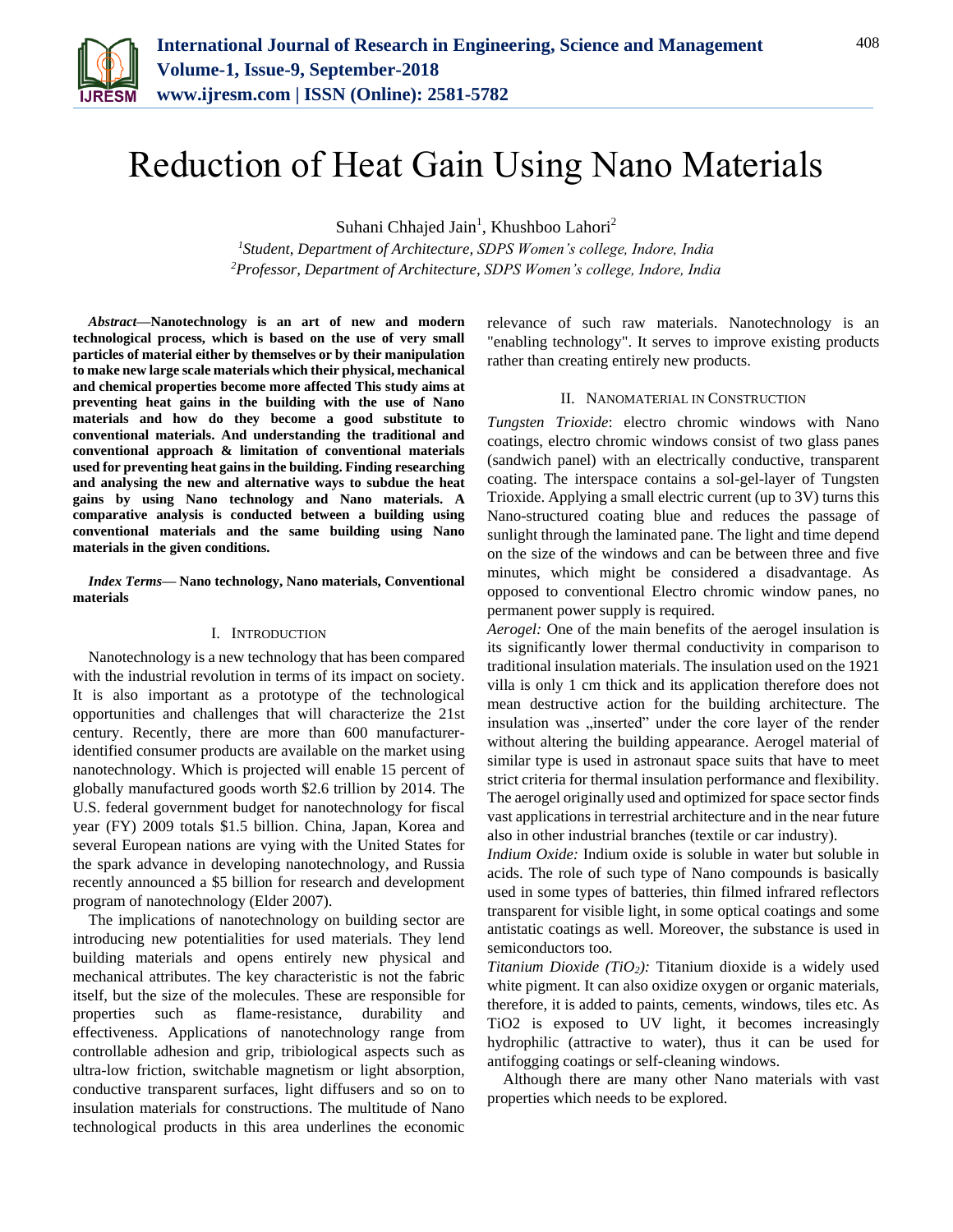# Reduction of Heat Gain Using Nano Materials

Suhani Chhajed Jain[1], Khushboo Lahori[2]

[1]*Student, Department of Architecture, SDPS Women's college, Indore, India*
[2]*Professor, Department of Architecture, SDPS Women's college, Indore, India*

***Abstract*—Nanotechnology is an art of new and modern technological process, which is based on the use of very small particles of material either by themselves or by their manipulation to make new large scale materials which their physical, mechanical and chemical properties become more affected This study aims at preventing heat gains in the building with the use of Nano materials and how do they become a good substitute to conventional materials. And understanding the traditional and conventional approach & limitation of conventional materials used for preventing heat gains in the building. Finding researching and analysing the new and alternative ways to subdue the heat gains by using Nano technology and Nano materials. A comparative analysis is conducted between a building using conventional materials and the same building using Nano materials in the given conditions.**

***Index Terms*— Nano technology, Nano materials, Conventional materials**

## I. Introduction

Nanotechnology is a new technology that has been compared with the industrial revolution in terms of its impact on society. It is also important as a prototype of the technological opportunities and challenges that will characterize the 21st century. Recently, there are more than 600 manufacturer-identified consumer products are available on the market using nanotechnology. Which is projected will enable 15 percent of globally manufactured goods worth $2.6 trillion by 2014. The U.S. federal government budget for nanotechnology for fiscal year (FY) 2009 totals $1.5 billion. China, Japan, Korea and several European nations are vying with the United States for the spark advance in developing nanotechnology, and Russia recently announced a $5 billion for research and development program of nanotechnology (Elder 2007).

The implications of nanotechnology on building sector are introducing new potentialities for used materials. They lend building materials and opens entirely new physical and mechanical attributes. The key characteristic is not the fabric itself, but the size of the molecules. These are responsible for properties such as flame-resistance, durability and effectiveness. Applications of nanotechnology range from controllable adhesion and grip, tribiological aspects such as ultra-low friction, switchable magnetism or light absorption, conductive transparent surfaces, light diffusers and so on to insulation materials for constructions. The multitude of Nano technological products in this area underlines the economic relevance of such raw materials. Nanotechnology is an "enabling technology". It serves to improve existing products rather than creating entirely new products.

## II. Nanomaterial in Construction

*Tungsten Trioxide*: electro chromic windows with Nano coatings, electro chromic windows consist of two glass panes (sandwich panel) with an electrically conductive, transparent coating. The interspace contains a sol-gel-layer of Tungsten Trioxide. Applying a small electric current (up to 3V) turns this Nano-structured coating blue and reduces the passage of sunlight through the laminated pane. The light and time depend on the size of the windows and can be between three and five minutes, which might be considered a disadvantage. As opposed to conventional Electro chromic window panes, no permanent power supply is required.

*Aerogel:* One of the main benefits of the aerogel insulation is its significantly lower thermal conductivity in comparison to traditional insulation materials. The insulation used on the 1921 villa is only 1 cm thick and its application therefore does not mean destructive action for the building architecture. The insulation was „inserted" under the core layer of the render without altering the building appearance. Aerogel material of similar type is used in astronaut space suits that have to meet strict criteria for thermal insulation performance and flexibility. The aerogel originally used and optimized for space sector finds vast applications in terrestrial architecture and in the near future also in other industrial branches (textile or car industry).

*Indium Oxide:* Indium oxide is soluble in water but soluble in acids. The role of such type of Nano compounds is basically used in some types of batteries, thin filmed infrared reflectors transparent for visible light, in some optical coatings and some antistatic coatings as well. Moreover, the substance is used in semiconductors too.

*Titanium Dioxide ($TiO_2$):* Titanium dioxide is a widely used white pigment. It can also oxidize oxygen or organic materials, therefore, it is added to paints, cements, windows, tiles etc. As $TiO_2$ is exposed to UV light, it becomes increasingly hydrophilic (attractive to water), thus it can be used for antifogging coatings or self-cleaning windows.

Although there are many other Nano materials with vast properties which needs to be explored.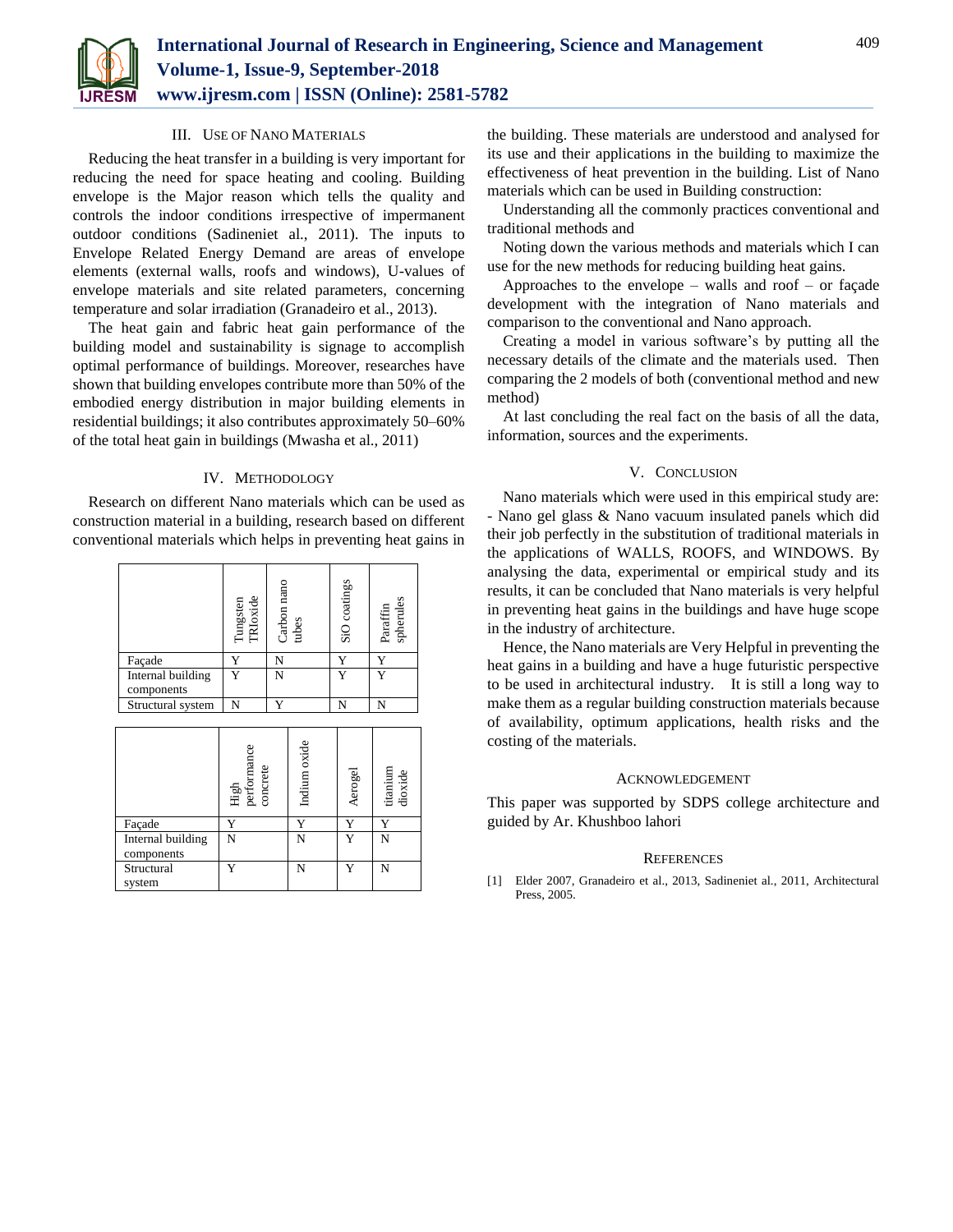## III. Use of Nano Materials

Reducing the heat transfer in a building is very important for reducing the need for space heating and cooling. Building envelope is the Major reason which tells the quality and controls the indoor conditions irrespective of impermanent outdoor conditions (Sadineniet al., 2011). The inputs to Envelope Related Energy Demand are areas of envelope elements (external walls, roofs and windows), U-values of envelope materials and site related parameters, concerning temperature and solar irradiation (Granadeiro et al., 2013).

The heat gain and fabric heat gain performance of the building model and sustainability is signage to accomplish optimal performance of buildings. Moreover, researches have shown that building envelopes contribute more than 50% of the embodied energy distribution in major building elements in residential buildings; it also contributes approximately 50–60% of the total heat gain in buildings (Mwasha et al., 2011)

## IV. Methodology

Research on different Nano materials which can be used as construction material in a building, research based on different conventional materials which helps in preventing heat gains in the building. These materials are understood and analysed for its use and their applications in the building to maximize the effectiveness of heat prevention in the building. List of Nano materials which can be used in Building construction:

| | Tungsten TRIoxide | Carbon nano tubes | SiO coatings | Paraffin spherules |
|---|---|---|---|---|
| Façade | Y | N | Y | Y |
| Internal building components | Y | N | Y | Y |
| Structural system | N | Y | N | N |

| | High performance concrete | Indium oxide | Aerogel | titanium dioxide |
|---|---|---|---|---|
| Façade | Y | Y | Y | Y |
| Internal building components | N | N | Y | N |
| Structural system | Y | N | Y | N |

Understanding all the commonly practices conventional and traditional methods and

Noting down the various methods and materials which I can use for the new methods for reducing building heat gains.

Approaches to the envelope – walls and roof – or façade development with the integration of Nano materials and comparison to the conventional and Nano approach.

Creating a model in various software's by putting all the necessary details of the climate and the materials used. Then comparing the 2 models of both (conventional method and new method)

At last concluding the real fact on the basis of all the data, information, sources and the experiments.

## V. Conclusion

Nano materials which were used in this empirical study are:
- Nano gel glass & Nano vacuum insulated panels which did their job perfectly in the substitution of traditional materials in the applications of WALLS, ROOFS, and WINDOWS. By analysing the data, experimental or empirical study and its results, it can be concluded that Nano materials is very helpful in preventing heat gains in the buildings and have huge scope in the industry of architecture.

Hence, the Nano materials are Very Helpful in preventing the heat gains in a building and have a huge futuristic perspective to be used in architectural industry. It is still a long way to make them as a regular building construction materials because of availability, optimum applications, health risks and the costing of the materials.

## Acknowledgement

This paper was supported by SDPS college architecture and guided by Ar. Khushboo lahori

## References

[1] Elder 2007, Granadeiro et al., 2013, Sadineniet al., 2011, Architectural Press, 2005.